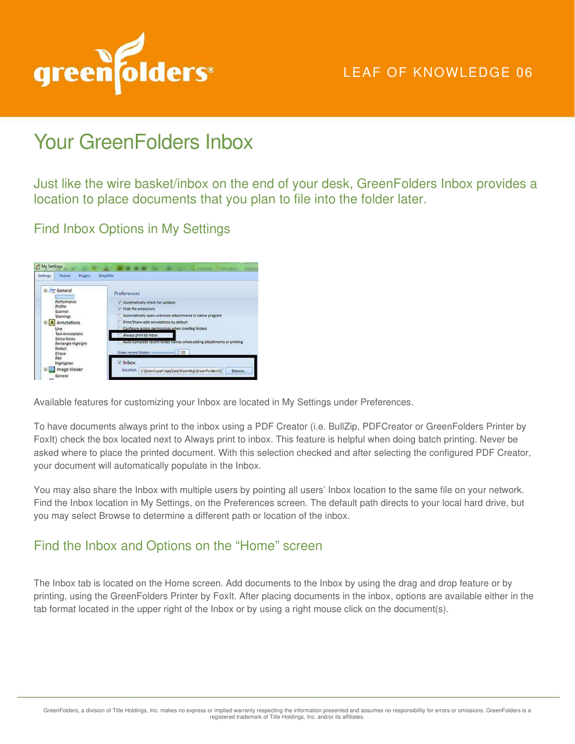LEAF OF KNOWLEDGE 06

# Your GreenFolders Inbox

Just like the wire basket/inbox on the end of your desk, GreenFolders Inbox provides a location to place documents that you plan to file into the folder later.

## Find Inbox Options in My Settings

Available features for customizing your Inbox are located in My Settings under Preferences.

To have documents always print to the inbox using a PDF Creator (i.e. BullZip, PDFCreator or GreenFolders Printer by FoxIt) check the box located next to Always print to inbox. This feature is helpful when doing batch printing. Never be asked where to place the printed document. With this selection checked and after selecting the configured PDF Creator, your document will automatically populate in the Inbox.

You may also share the Inbox with multiple users by pointing all users' Inbox location to the same file on your network. Find the Inbox location in My Settings, on the Preferences screen. The default path directs to your local hard drive, but you may select Browse to determine a different path or location of the inbox.

## Find the Inbox and Options on the "Home" screen

The Inbox tab is located on the Home screen. Add documents to the Inbox by using the drag and drop feature or by printing, using the GreenFolders Printer by FoxIt. After placing documents in the inbox, options are available either in the tab format located in the upper right of the Inbox or by using a right mouse click on the document(s).

GreenFolders, a division of Title Holdings, Inc. makes no express or implied warranty respecting the information presented and assumes no responsibility for errors or omissions. GreenFolders is a registered trademark of Title Holdings, Inc. and/or its affiliates.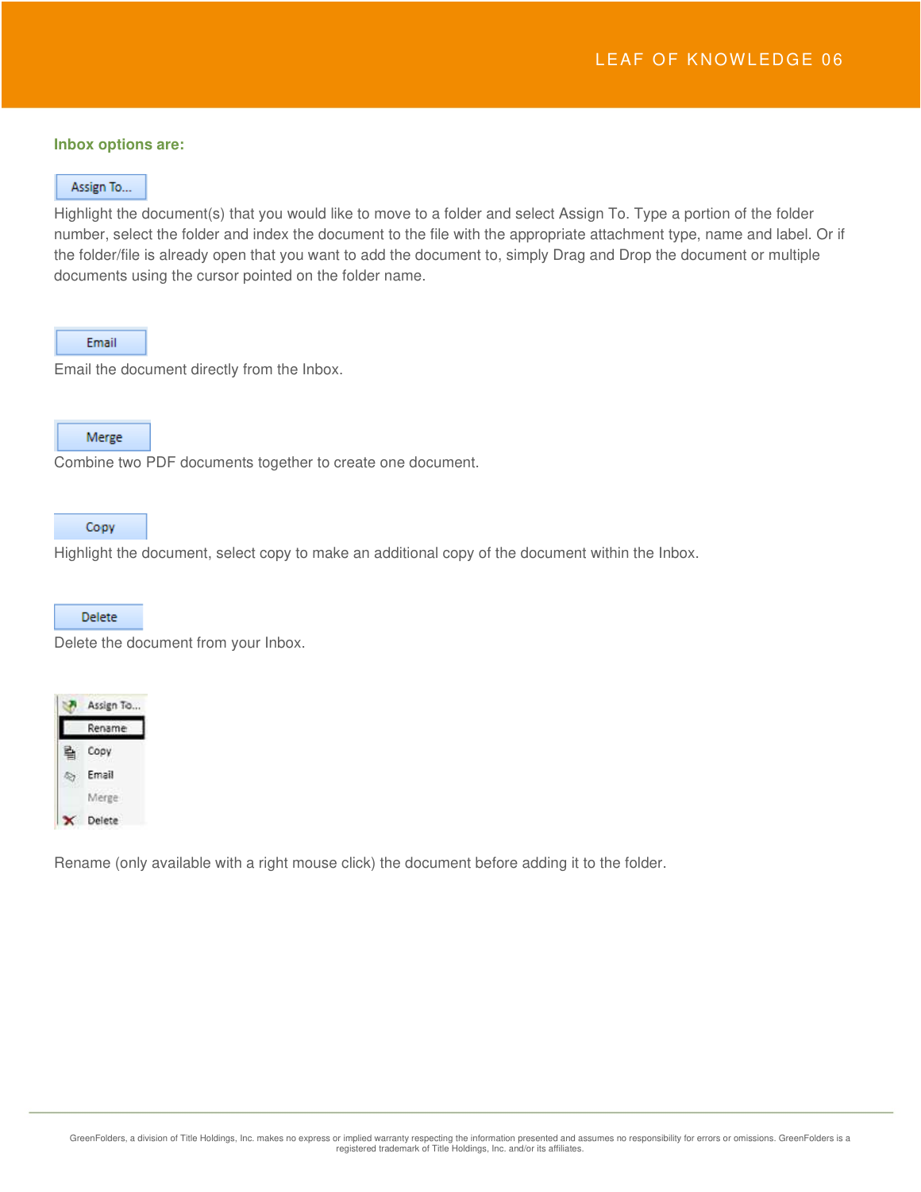**Inbox options are:**

Assign To...

Highlight the document(s) that you would like to move to a folder and select Assign To. Type a portion of the folder number, select the folder and index the document to the file with the appropriate attachment type, name and label. Or if the folder/file is already open that you want to add the document to, simply Drag and Drop the document or multiple documents using the cursor pointed on the folder name.

Email

Email the document directly from the Inbox.

Merge

Combine two PDF documents together to create one document.

Copy

Highlight the document, select copy to make an additional copy of the document within the Inbox.

Delete

Delete the document from your Inbox.

Assign To...
Rename
Copy
Email
Merge
Delete

Rename (only available with a right mouse click) the document before adding it to the folder.

GreenFolders, a division of Title Holdings, Inc. makes no express or implied warranty respecting the information presented and assumes no responsibility for errors or omissions. GreenFolders is a registered trademark of Title Holdings, Inc. and/or its affiliates.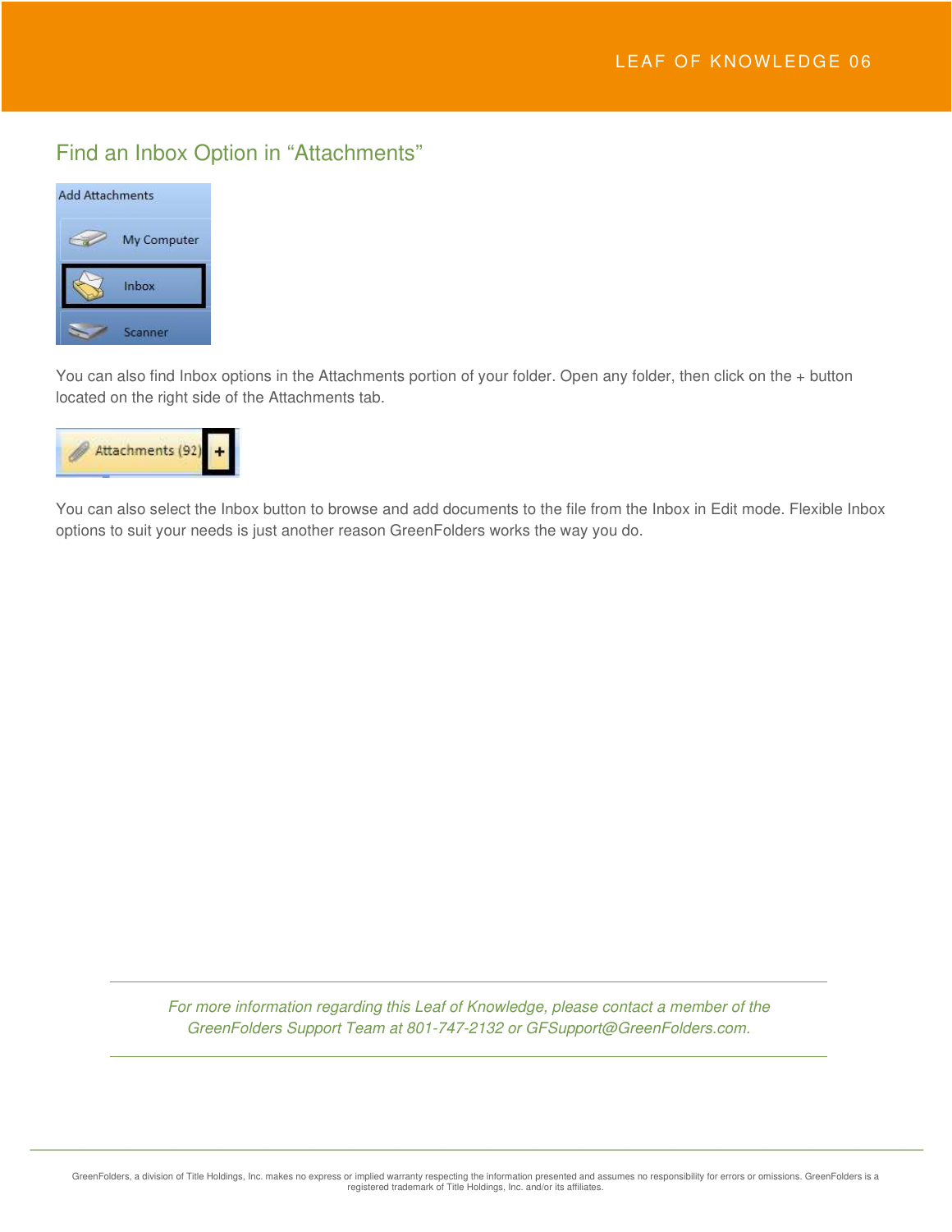## Find an Inbox Option in "Attachments"

You can also find Inbox options in the Attachments portion of your folder. Open any folder, then click on the + button located on the right side of the Attachments tab.

You can also select the Inbox button to browse and add documents to the file from the Inbox in Edit mode. Flexible Inbox options to suit your needs is just another reason GreenFolders works the way you do.

*For more information regarding this Leaf of Knowledge, please contact a member of the GreenFolders Support Team at 801-747-2132 or GFSupport@GreenFolders.com.*

GreenFolders, a division of Title Holdings, Inc. makes no express or implied warranty respecting the information presented and assumes no responsibility for errors or omissions. GreenFolders is a registered trademark of Title Holdings, Inc. and/or its affiliates.